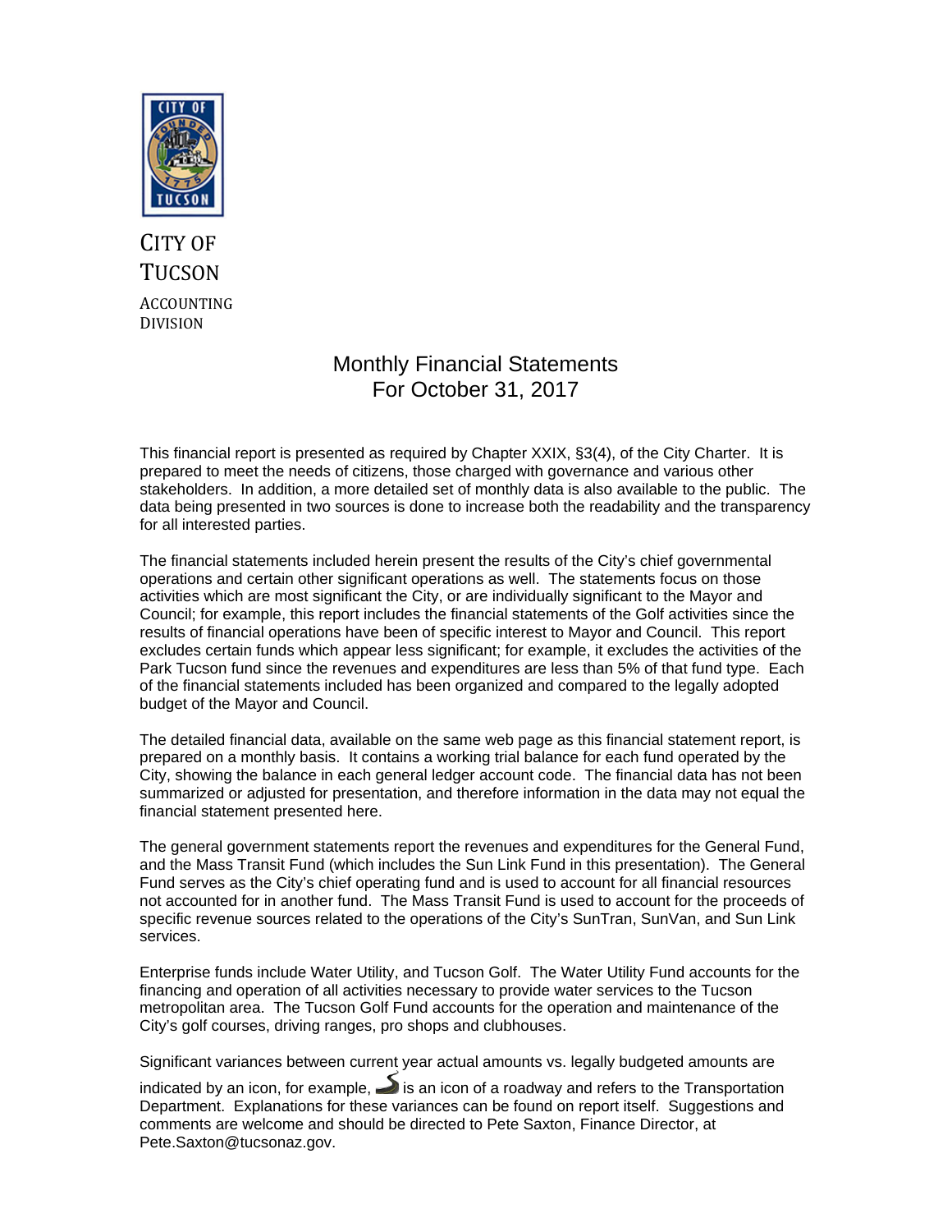CITY OF TUCSON

ACCOUNTING DIVISION

# Monthly Financial Statements
# For October 31, 2017

This financial report is presented as required by Chapter XXIX, §3(4), of the City Charter. It is prepared to meet the needs of citizens, those charged with governance and various other stakeholders. In addition, a more detailed set of monthly data is also available to the public. The data being presented in two sources is done to increase both the readability and the transparency for all interested parties.

The financial statements included herein present the results of the City's chief governmental operations and certain other significant operations as well. The statements focus on those activities which are most significant the City, or are individually significant to the Mayor and Council; for example, this report includes the financial statements of the Golf activities since the results of financial operations have been of specific interest to Mayor and Council. This report excludes certain funds which appear less significant; for example, it excludes the activities of the Park Tucson fund since the revenues and expenditures are less than 5% of that fund type. Each of the financial statements included has been organized and compared to the legally adopted budget of the Mayor and Council.

The detailed financial data, available on the same web page as this financial statement report, is prepared on a monthly basis. It contains a working trial balance for each fund operated by the City, showing the balance in each general ledger account code. The financial data has not been summarized or adjusted for presentation, and therefore information in the data may not equal the financial statement presented here.

The general government statements report the revenues and expenditures for the General Fund, and the Mass Transit Fund (which includes the Sun Link Fund in this presentation). The General Fund serves as the City's chief operating fund and is used to account for all financial resources not accounted for in another fund. The Mass Transit Fund is used to account for the proceeds of specific revenue sources related to the operations of the City's SunTran, SunVan, and Sun Link services.

Enterprise funds include Water Utility, and Tucson Golf. The Water Utility Fund accounts for the financing and operation of all activities necessary to provide water services to the Tucson metropolitan area. The Tucson Golf Fund accounts for the operation and maintenance of the City's golf courses, driving ranges, pro shops and clubhouses.

Significant variances between current year actual amounts vs. legally budgeted amounts are indicated by an icon, for example, is an icon of a roadway and refers to the Transportation Department. Explanations for these variances can be found on report itself. Suggestions and comments are welcome and should be directed to Pete Saxton, Finance Director, at Pete.Saxton@tucsonaz.gov.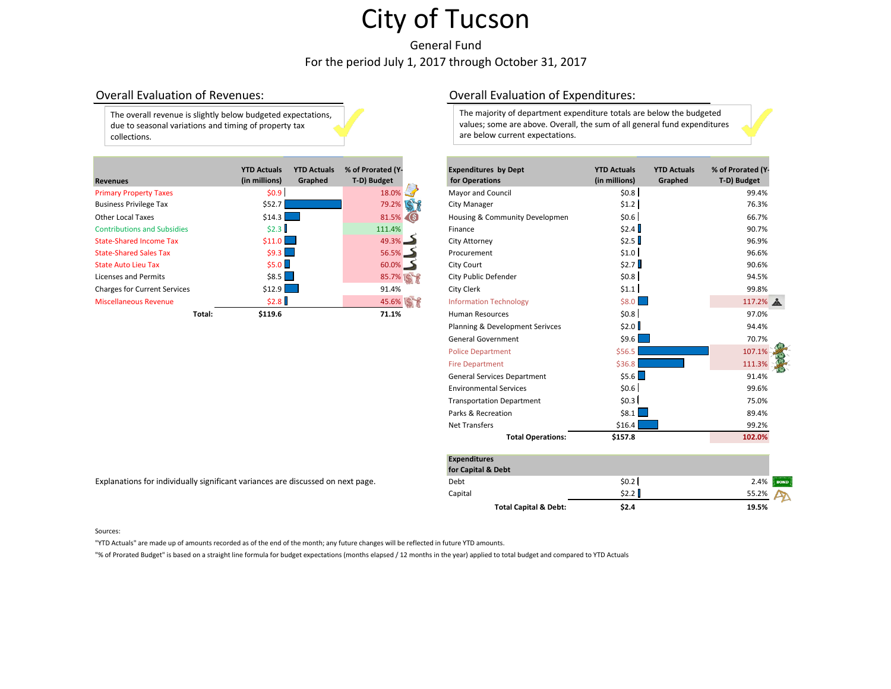# City of Tucson

General Fund

For the period July 1, 2017 through October 31, 2017

## Overall Evaluation of Revenues:

The overall revenue is slightly below budgeted expectations, due to seasonal variations and timing of property tax collections.

| Revenues | YTD Actuals (in millions) | YTD Actuals Graphed | % of Prorated (Y-T-D) Budget |
|---|---|---|---|
| Primary Property Taxes | $0.9 | | 18.0% |
| Business Privilege Tax | $52.7 | | 79.2% |
| Other Local Taxes | $14.3 | | 81.5% |
| Contributions and Subsidies | $2.3 | | 111.4% |
| State-Shared Income Tax | $11.0 | | 49.3% |
| State-Shared Sales Tax | $9.3 | | 56.5% |
| State Auto Lieu Tax | $5.0 | | 60.0% |
| Licenses and Permits | $8.5 | | 85.7% |
| Charges for Current Services | $12.9 | | 91.4% |
| Miscellaneous Revenue | $2.8 | | 45.6% |
| **Total:** | **$119.6** | | **71.1%** |

Explanations for individually significant variances are discussed on next page.

## Overall Evaluation of Expenditures:

The majority of department expenditure totals are below the budgeted values; some are above. Overall, the sum of all general fund expenditures are below current expectations.

| Expenditures by Dept for Operations | YTD Actuals (in millions) | YTD Actuals Graphed | % of Prorated (Y-T-D) Budget |
|---|---|---|---|
| Mayor and Council | $0.8 | | 99.4% |
| City Manager | $1.2 | | 76.3% |
| Housing & Community Developmen | $0.6 | | 66.7% |
| Finance | $2.4 | | 90.7% |
| City Attorney | $2.5 | | 96.9% |
| Procurement | $1.0 | | 96.6% |
| City Court | $2.7 | | 90.6% |
| City Public Defender | $0.8 | | 94.5% |
| City Clerk | $1.1 | | 99.8% |
| Information Technology | $8.0 | | 117.2% |
| Human Resources | $0.8 | | 97.0% |
| Planning & Development Serivces | $2.0 | | 94.4% |
| General Government | $9.6 | | 70.7% |
| Police Department | $56.5 | | 107.1% |
| Fire Department | $36.8 | | 111.3% |
| General Services Department | $5.6 | | 91.4% |
| Environmental Services | $0.6 | | 99.6% |
| Transportation Department | $0.3 | | 75.0% |
| Parks & Recreation | $8.1 | | 89.4% |
| Net Transfers | $16.4 | | 99.2% |
| **Total Operations:** | **$157.8** | | **102.0%** |

| Expenditures for Capital & Debt | YTD Actuals (in millions) | YTD Actuals Graphed | % of Prorated (Y-T-D) Budget |
|---|---|---|---|
| Debt | $0.2 | | 2.4% |
| Capital | $2.2 | | 55.2% |
| **Total Capital & Debt:** | **$2.4** | | **19.5%** |

Sources:

"YTD Actuals" are made up of amounts recorded as of the end of the month; any future changes will be reflected in future YTD amounts.

"% of Prorated Budget" is based on a straight line formula for budget expectations (months elapsed / 12 months in the year) applied to total budget and compared to YTD Actuals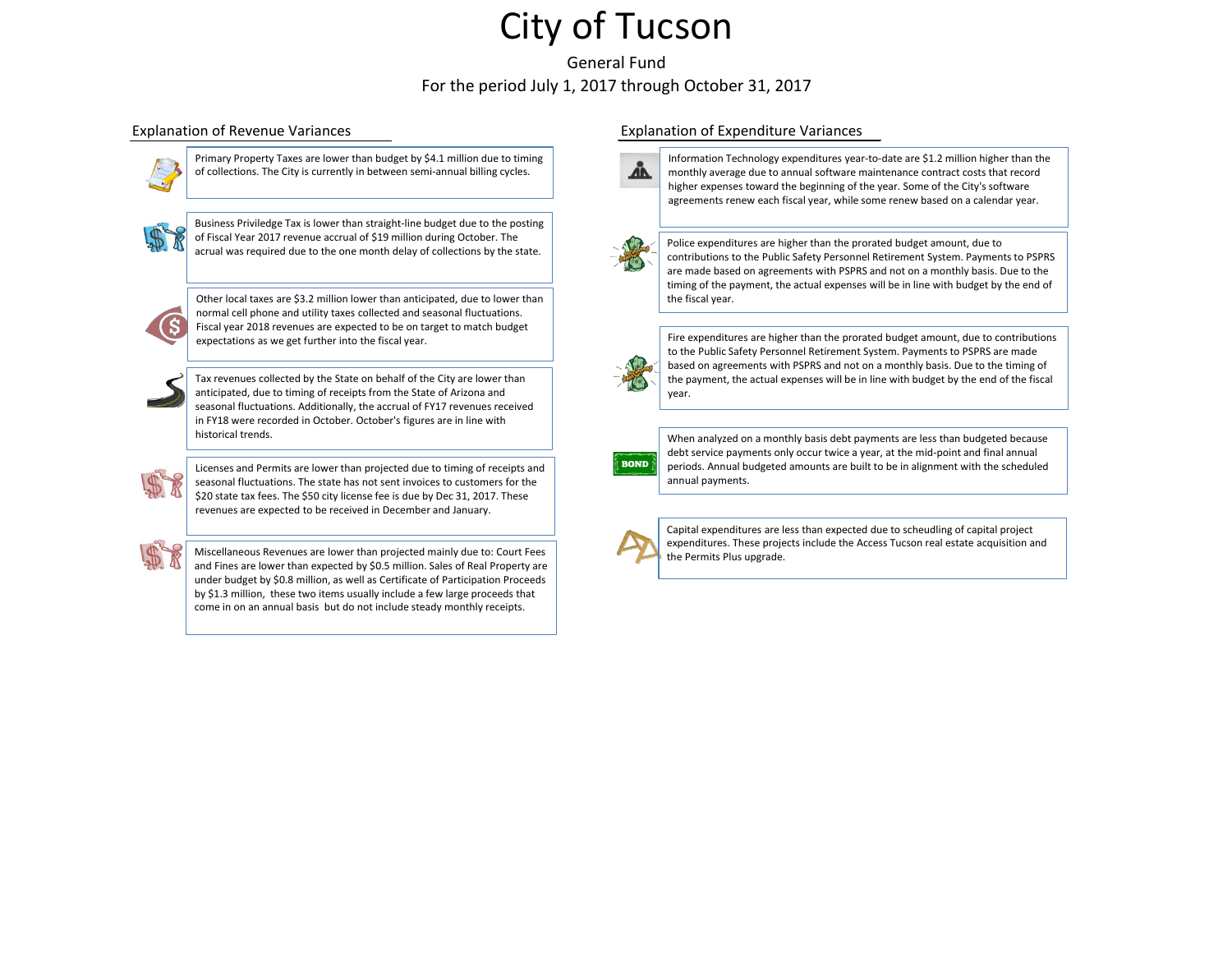# City of Tucson

General Fund

For the period July 1, 2017 through October 31, 2017

## Explanation of Revenue Variances

Primary Property Taxes are lower than budget by $4.1 million due to timing of collections. The City is currently in between semi-annual billing cycles.

Business Priviledge Tax is lower than straight-line budget due to the posting of Fiscal Year 2017 revenue accrual of $19 million during October. The accrual was required due to the one month delay of collections by the state.

Other local taxes are $3.2 million lower than anticipated, due to lower than normal cell phone and utility taxes collected and seasonal fluctuations. Fiscal year 2018 revenues are expected to be on target to match budget expectations as we get further into the fiscal year.

Tax revenues collected by the State on behalf of the City are lower than anticipated, due to timing of receipts from the State of Arizona and seasonal fluctuations. Additionally, the accrual of FY17 revenues received in FY18 were recorded in October. October's figures are in line with historical trends.

Licenses and Permits are lower than projected due to timing of receipts and seasonal fluctuations. The state has not sent invoices to customers for the $20 state tax fees. The $50 city license fee is due by Dec 31, 2017. These revenues are expected to be received in December and January.

Miscellaneous Revenues are lower than projected mainly due to: Court Fees and Fines are lower than expected by $0.5 million. Sales of Real Property are under budget by $0.8 million, as well as Certificate of Participation Proceeds by $1.3 million, these two items usually include a few large proceeds that come in on an annual basis but do not include steady monthly receipts.

## Explanation of Expenditure Variances

Information Technology expenditures year-to-date are $1.2 million higher than the monthly average due to annual software maintenance contract costs that record higher expenses toward the beginning of the year. Some of the City's software agreements renew each fiscal year, while some renew based on a calendar year.

Police expenditures are higher than the prorated budget amount, due to contributions to the Public Safety Personnel Retirement System. Payments to PSPRS are made based on agreements with PSPRS and not on a monthly basis. Due to the timing of the payment, the actual expenses will be in line with budget by the end of the fiscal year.

Fire expenditures are higher than the prorated budget amount, due to contributions to the Public Safety Personnel Retirement System. Payments to PSPRS are made based on agreements with PSPRS and not on a monthly basis. Due to the timing of the payment, the actual expenses will be in line with budget by the end of the fiscal year.

When analyzed on a monthly basis debt payments are less than budgeted because debt service payments only occur twice a year, at the mid-point and final annual periods. Annual budgeted amounts are built to be in alignment with the scheduled annual payments.

Capital expenditures are less than expected due to scheudling of capital project expenditures. These projects include the Access Tucson real estate acquisition and the Permits Plus upgrade.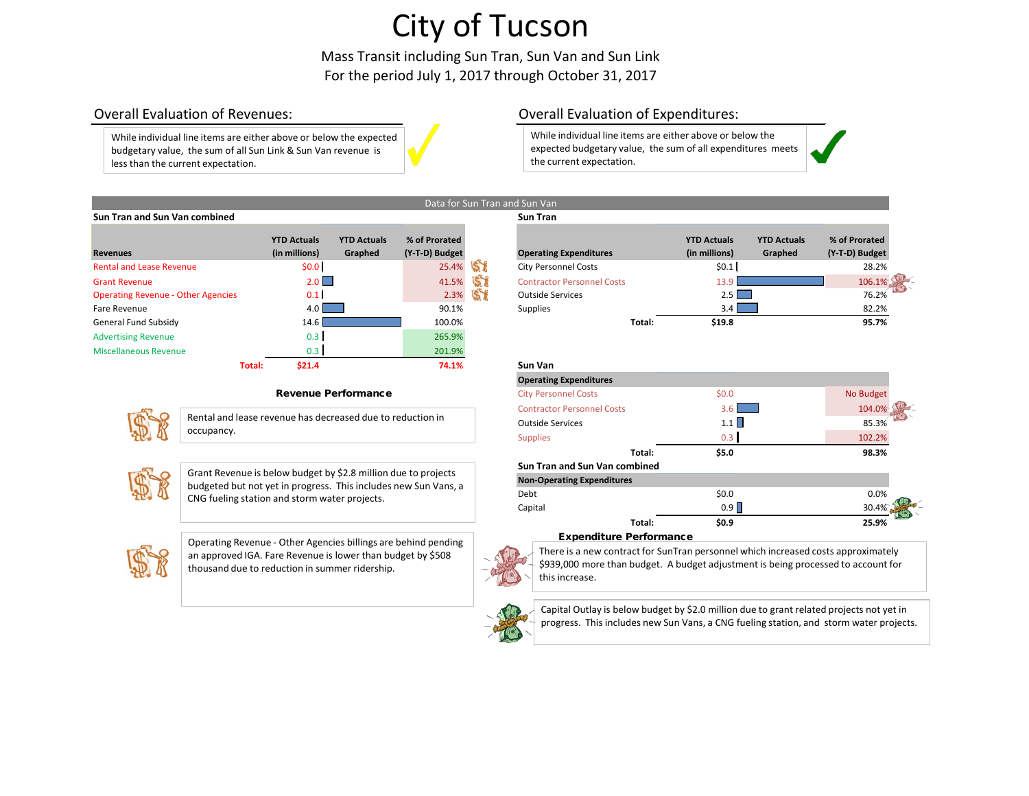# City of Tucson

Mass Transit including Sun Tran, Sun Van and Sun Link

For the period July 1, 2017 through October 31, 2017

## Overall Evaluation of Revenues:

While individual line items are either above or below the expected budgetary value, the sum of all Sun Link & Sun Van revenue is less than the current expectation.

## Overall Evaluation of Expenditures:

While individual line items are either above or below the expected budgetary value, the sum of all expenditures meets the current expectation.

### Data for Sun Tran and Sun Van

**Sun Tran and Sun Van combined**

| Revenues | YTD Actuals (in millions) | YTD Actuals Graphed | % of Prorated (Y-T-D) Budget |
|---|---|---|---|
| Rental and Lease Revenue | $0.0 | | 25.4% |
| Grant Revenue | 2.0 | | 41.5% |
| Operating Revenue - Other Agencies | 0.1 | | 2.3% |
| Fare Revenue | 4.0 | | 90.1% |
| General Fund Subsidy | 14.6 | | 100.0% |
| Advertising Revenue | 0.3 | | 265.9% |
| Miscellaneous Revenue | 0.3 | | 201.9% |
| **Total:** | **$21.4** | | **74.1%** |

**Sun Tran**

| Operating Expenditures | YTD Actuals (in millions) | YTD Actuals Graphed | % of Prorated (Y-T-D) Budget |
|---|---|---|---|
| City Personnel Costs | $0.1 | | 28.2% |
| Contractor Personnel Costs | 13.9 | | 106.1% |
| Outside Services | 2.5 | | 76.2% |
| Supplies | 3.4 | | 82.2% |
| **Total:** | **$19.8** | | **95.7%** |

**Sun Van**

| Operating Expenditures | YTD Actuals (in millions) | YTD Actuals Graphed | % of Prorated (Y-T-D) Budget |
|---|---|---|---|
| City Personnel Costs | $0.0 | | No Budget |
| Contractor Personnel Costs | 3.6 | | 104.0% |
| Outside Services | 1.1 | | 85.3% |
| Supplies | 0.3 | | 102.2% |
| **Total:** | **$5.0** | | **98.3%** |

**Sun Tran and Sun Van combined**

| Non-Operating Expenditures | YTD Actuals (in millions) | YTD Actuals Graphed | % of Prorated (Y-T-D) Budget |
|---|---|---|---|
| Debt | $0.0 | | 0.0% |
| Capital | 0.9 | | 30.4% |
| **Total:** | **$0.9** | | **25.9%** |

### Revenue Performance

Rental and lease revenue has decreased due to reduction in occupancy.

Grant Revenue is below budget by $2.8 million due to projects budgeted but not yet in progress. This includes new Sun Vans, a CNG fueling station and storm water projects.

Operating Revenue - Other Agencies billings are behind pending an approved IGA. Fare Revenue is lower than budget by $508 thousand due to reduction in summer ridership.

### Expenditure Performance

There is a new contract for SunTran personnel which increased costs approximately $939,000 more than budget. A budget adjustment is being processed to account for this increase.

Capital Outlay is below budget by $2.0 million due to grant related projects not yet in progress. This includes new Sun Vans, a CNG fueling station, and storm water projects.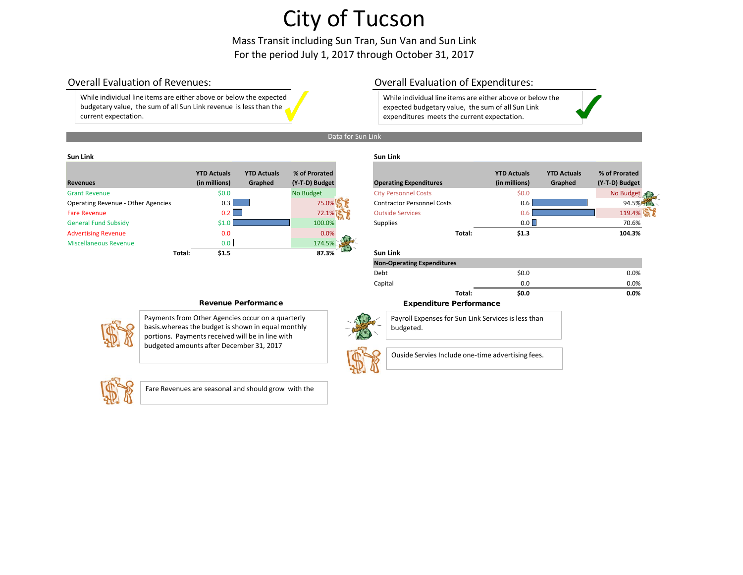# City of Tucson

Mass Transit including Sun Tran, Sun Van and Sun Link

For the period July 1, 2017 through October 31, 2017

## Overall Evaluation of Revenues:

While individual line items are either above or below the expected budgetary value, the sum of all Sun Link revenue is less than the current expectation.

## Overall Evaluation of Expenditures:

While individual line items are either above or below the expected budgetary value, the sum of all Sun Link expenditures meets the current expectation.

### Data for Sun Link

**Sun Link**

| Revenues | YTD Actuals (in millions) | YTD Actuals Graphed | % of Prorated (Y-T-D) Budget |
|---|---|---|---|
| Grant Revenue | $0.0 | | No Budget |
| Operating Revenue - Other Agencies | 0.3 | | 75.0% |
| Fare Revenue | 0.2 | | 72.1% |
| General Fund Subsidy | $1.0 | | 100.0% |
| Advertising Revenue | 0.0 | | 0.0% |
| Miscellaneous Revenue | 0.0 | | 174.5% |
| **Total:** | **$1.5** | | **87.3%** |

**Sun Link**

| Operating Expenditures | YTD Actuals (in millions) | YTD Actuals Graphed | % of Prorated (Y-T-D) Budget |
|---|---|---|---|
| City Personnel Costs | $0.0 | | No Budget |
| Contractor Personnel Costs | 0.6 | | 94.5% |
| Outside Services | 0.6 | | 119.4% |
| Supplies | 0.0 | | 70.6% |
| **Total:** | **$1.3** | | **104.3%** |

**Sun Link**

| Non-Operating Expenditures | | |
|---|---|---|
| Debt | $0.0 | 0.0% |
| Capital | 0.0 | 0.0% |
| **Total:** | **$0.0** | **0.0%** |

### Revenue Performance

Payments from Other Agencies occur on a quarterly basis.whereas the budget is shown in equal monthly portions. Payments received will be in line with budgeted amounts after December 31, 2017

Fare Revenues are seasonal and should grow with the

### Expenditure Performance

Payroll Expenses for Sun Link Services is less than budgeted.

Ouside Servies Include one-time advertising fees.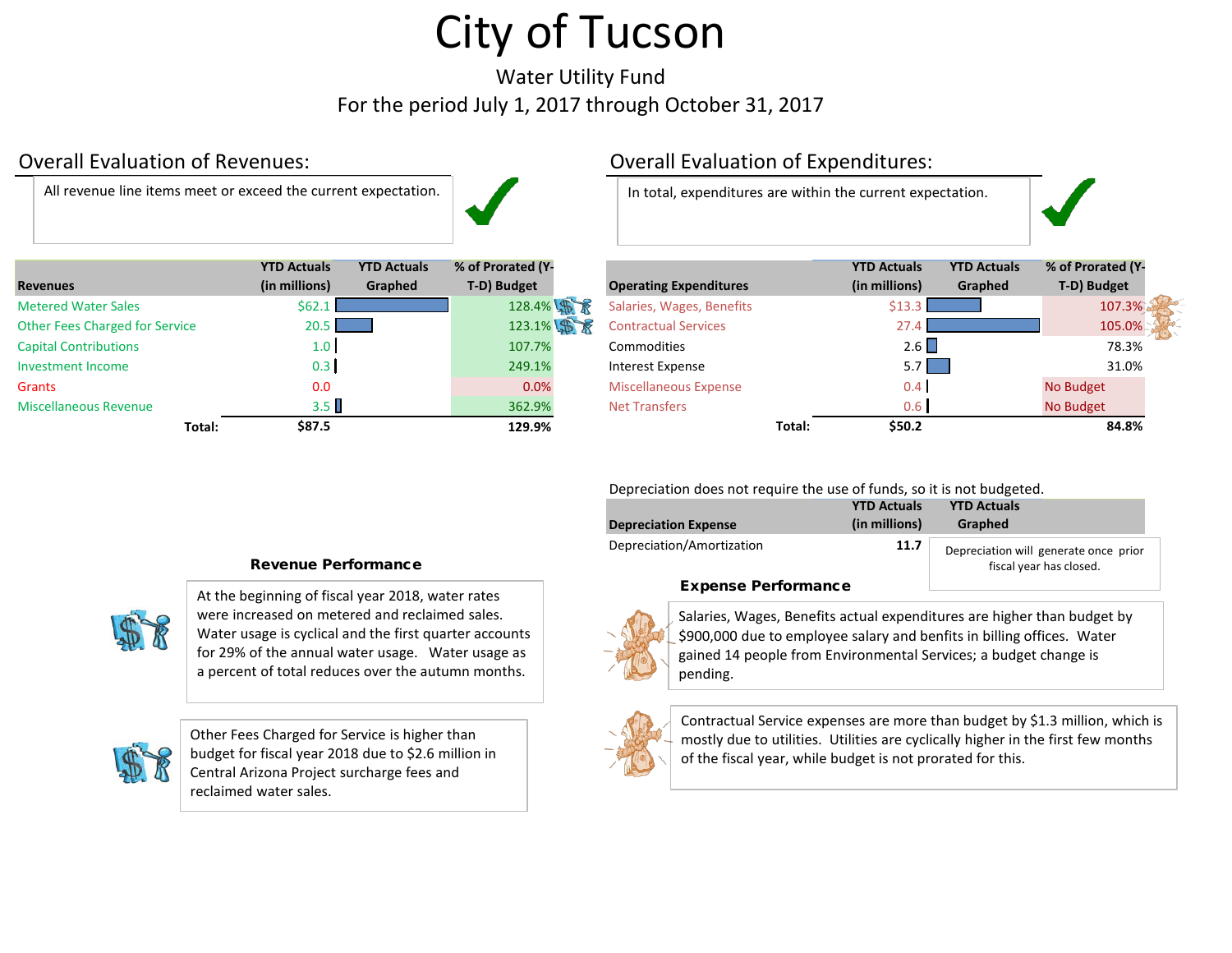# City of Tucson

Water Utility Fund

For the period July 1, 2017 through October 31, 2017

## Overall Evaluation of Revenues:

All revenue line items meet or exceed the current expectation.

| Revenues | YTD Actuals (in millions) | YTD Actuals Graphed | % of Prorated (Y-T-D) Budget |
|---|---|---|---|
| Metered Water Sales | $62.1 | | 128.4% |
| Other Fees Charged for Service | 20.5 | | 123.1% |
| Capital Contributions | 1.0 | | 107.7% |
| Investment Income | 0.3 | | 249.1% |
| Grants | 0.0 | | 0.0% |
| Miscellaneous Revenue | 3.5 | | 362.9% |
| Total: | $87.5 | | 129.9% |

### Revenue Performance

At the beginning of fiscal year 2018, water rates were increased on metered and reclaimed sales. Water usage is cyclical and the first quarter accounts for 29% of the annual water usage. Water usage as a percent of total reduces over the autumn months.

Other Fees Charged for Service is higher than budget for fiscal year 2018 due to $2.6 million in Central Arizona Project surcharge fees and reclaimed water sales.

## Overall Evaluation of Expenditures:

In total, expenditures are within the current expectation.

| Operating Expenditures | YTD Actuals (in millions) | YTD Actuals Graphed | % of Prorated (Y-T-D) Budget |
|---|---|---|---|
| Salaries, Wages, Benefits | $13.3 | | 107.3% |
| Contractual Services | 27.4 | | 105.0% |
| Commodities | 2.6 | | 78.3% |
| Interest Expense | 5.7 | | 31.0% |
| Miscellaneous Expense | 0.4 | | No Budget |
| Net Transfers | 0.6 | | No Budget |
| Total: | $50.2 | | 84.8% |

Depreciation does not require the use of funds, so it is not budgeted.

| Depreciation Expense | YTD Actuals (in millions) | YTD Actuals Graphed |
|---|---|---|
| Depreciation/Amortization | 11.7 | Depreciation will generate once prior fiscal year has closed. |

### Expense Performance

Salaries, Wages, Benefits actual expenditures are higher than budget by $900,000 due to employee salary and benfits in billing offices. Water gained 14 people from Environmental Services; a budget change is pending.

Contractual Service expenses are more than budget by $1.3 million, which is mostly due to utilities. Utilities are cyclically higher in the first few months of the fiscal year, while budget is not prorated for this.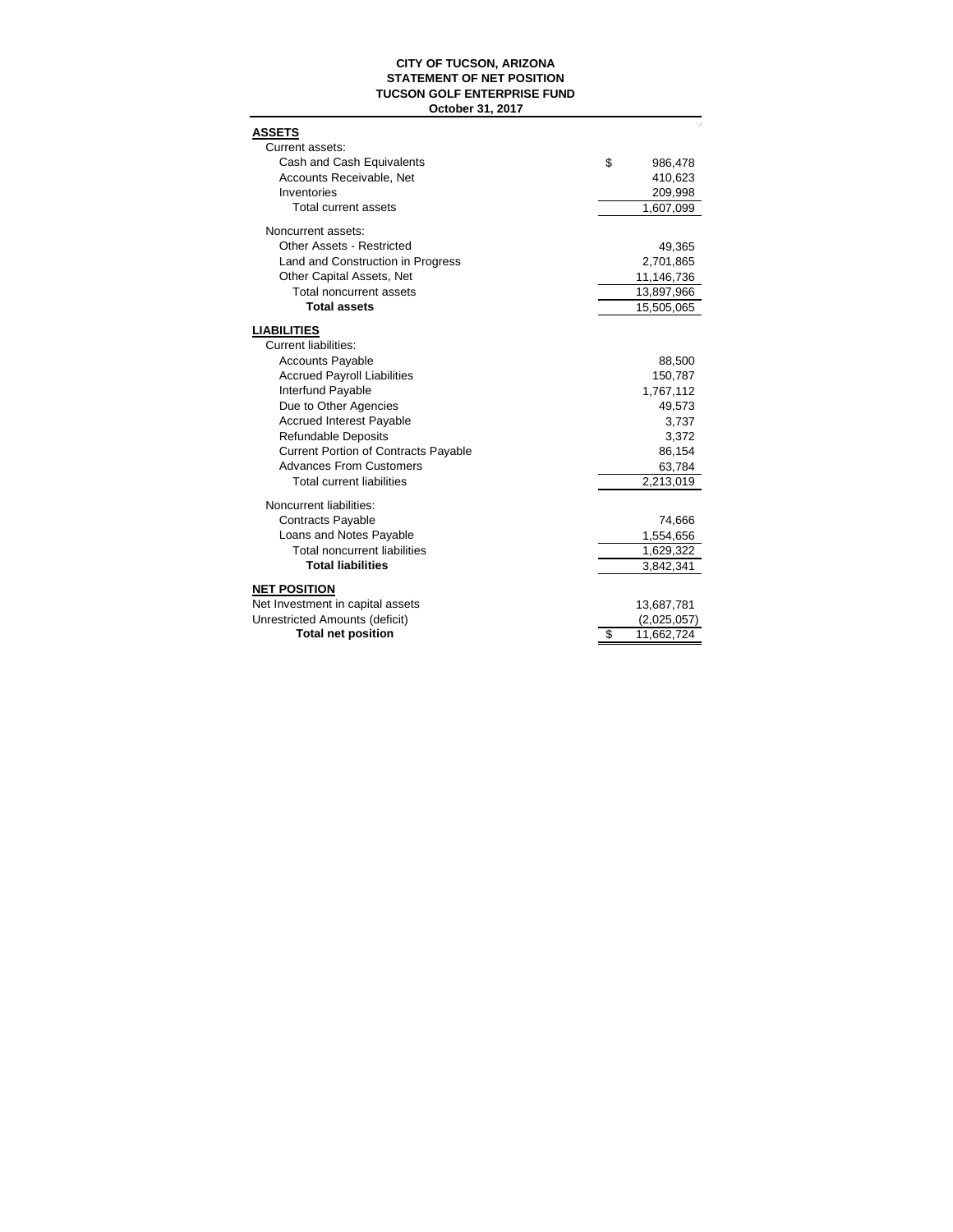**CITY OF TUCSON, ARIZONA**
**STATEMENT OF NET POSITION**
**TUCSON GOLF ENTERPRISE FUND**
**October 31, 2017**

| | |
|---|---|
| **ASSETS** | |
| Current assets: | |
| Cash and Cash Equivalents | $ 986,478 |
| Accounts Receivable, Net | 410,623 |
| Inventories | 209,998 |
| Total current assets | 1,607,099 |
| Noncurrent assets: | |
| Other Assets - Restricted | 49,365 |
| Land and Construction in Progress | 2,701,865 |
| Other Capital Assets, Net | 11,146,736 |
| Total noncurrent assets | 13,897,966 |
| **Total assets** | 15,505,065 |
| **LIABILITIES** | |
| Current liabilities: | |
| Accounts Payable | 88,500 |
| Accrued Payroll Liabilities | 150,787 |
| Interfund Payable | 1,767,112 |
| Due to Other Agencies | 49,573 |
| Accrued Interest Payable | 3,737 |
| Refundable Deposits | 3,372 |
| Current Portion of Contracts Payable | 86,154 |
| Advances From Customers | 63,784 |
| Total current liabilities | 2,213,019 |
| Noncurrent liabilities: | |
| Contracts Payable | 74,666 |
| Loans and Notes Payable | 1,554,656 |
| Total noncurrent liabilities | 1,629,322 |
| **Total liabilities** | 3,842,341 |
| **NET POSITION** | |
| Net Investment in capital assets | 13,687,781 |
| Unrestricted Amounts (deficit) | (2,025,057) |
| **Total net position** | $ 11,662,724 |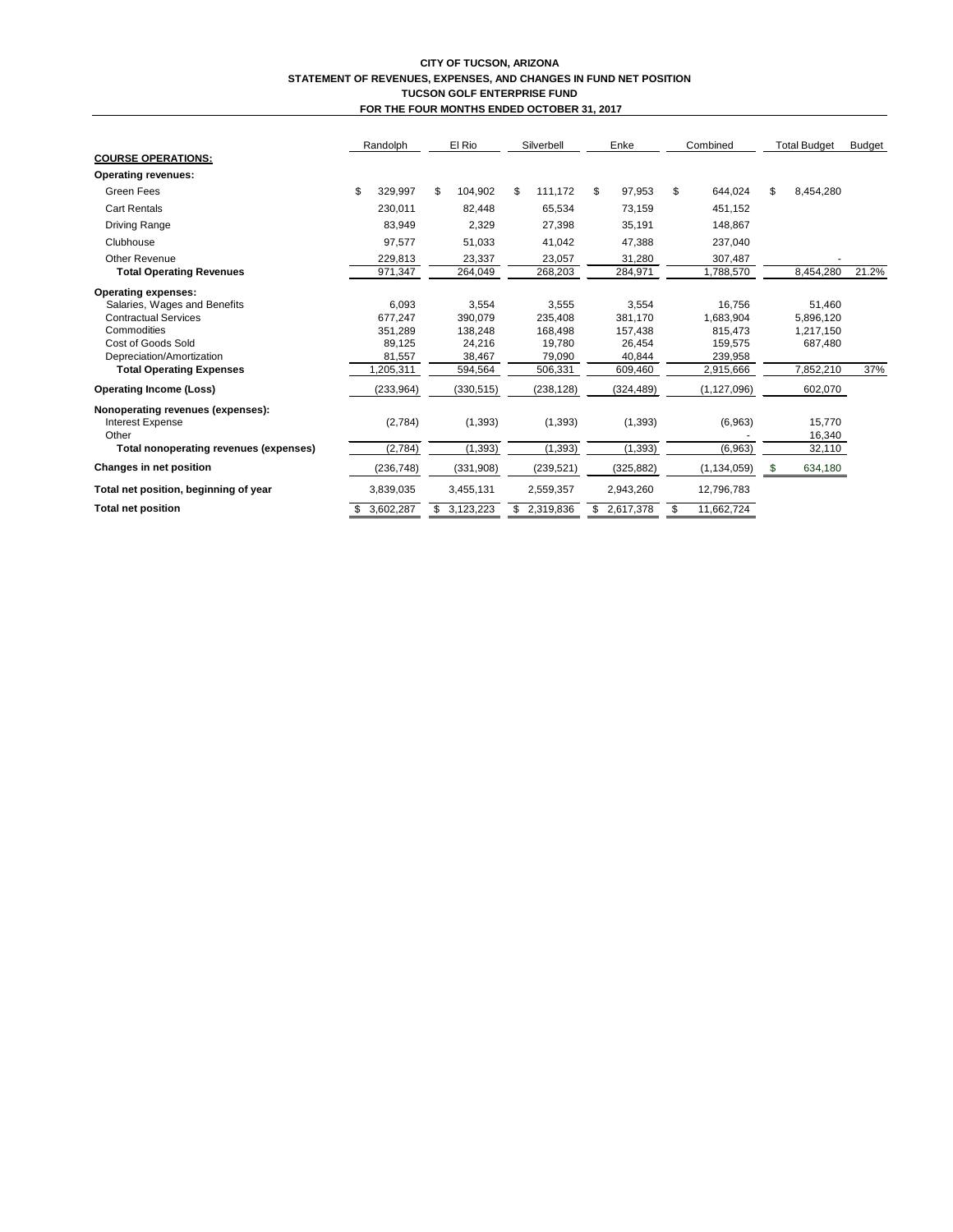**CITY OF TUCSON, ARIZONA**
**STATEMENT OF REVENUES, EXPENSES, AND CHANGES IN FUND NET POSITION**
**TUCSON GOLF ENTERPRISE FUND**
**FOR THE FOUR MONTHS ENDED OCTOBER 31, 2017**

| | Randolph | El Rio | Silverbell | Enke | Combined | Total Budget | Budget |
|---|---|---|---|---|---|---|---|
| **COURSE OPERATIONS:** | | | | | | | |
| **Operating revenues:** | | | | | | | |
| Green Fees | $ 329,997 | $ 104,902 | $ 111,172 | $ 97,953 | $ 644,024 | $ 8,454,280 | |
| Cart Rentals | 230,011 | 82,448 | 65,534 | 73,159 | 451,152 | | |
| Driving Range | 83,949 | 2,329 | 27,398 | 35,191 | 148,867 | | |
| Clubhouse | 97,577 | 51,033 | 41,042 | 47,388 | 237,040 | | |
| Other Revenue | 229,813 | 23,337 | 23,057 | 31,280 | 307,487 | - | |
| **Total Operating Revenues** | 971,347 | 264,049 | 268,203 | 284,971 | 1,788,570 | 8,454,280 | 21.2% |
| **Operating expenses:** | | | | | | | |
| Salaries, Wages and Benefits | 6,093 | 3,554 | 3,555 | 3,554 | 16,756 | 51,460 | |
| Contractual Services | 677,247 | 390,079 | 235,408 | 381,170 | 1,683,904 | 5,896,120 | |
| Commodities | 351,289 | 138,248 | 168,498 | 157,438 | 815,473 | 1,217,150 | |
| Cost of Goods Sold | 89,125 | 24,216 | 19,780 | 26,454 | 159,575 | 687,480 | |
| Depreciation/Amortization | 81,557 | 38,467 | 79,090 | 40,844 | 239,958 | | |
| **Total Operating Expenses** | 1,205,311 | 594,564 | 506,331 | 609,460 | 2,915,666 | 7,852,210 | 37% |
| **Operating Income (Loss)** | (233,964) | (330,515) | (238,128) | (324,489) | (1,127,096) | 602,070 | |
| **Nonoperating revenues (expenses):** | | | | | | | |
| Interest Expense | (2,784) | (1,393) | (1,393) | (1,393) | (6,963) | 15,770 | |
| Other | | | | | - | 16,340 | |
| **Total nonoperating revenues (expenses)** | (2,784) | (1,393) | (1,393) | (1,393) | (6,963) | 32,110 | |
| **Changes in net position** | (236,748) | (331,908) | (239,521) | (325,882) | (1,134,059) | $ 634,180 | |
| **Total net position, beginning of year** | 3,839,035 | 3,455,131 | 2,559,357 | 2,943,260 | 12,796,783 | | |
| **Total net position** | $ 3,602,287 | $ 3,123,223 | $ 2,319,836 | $ 2,617,378 | $ 11,662,724 | | |